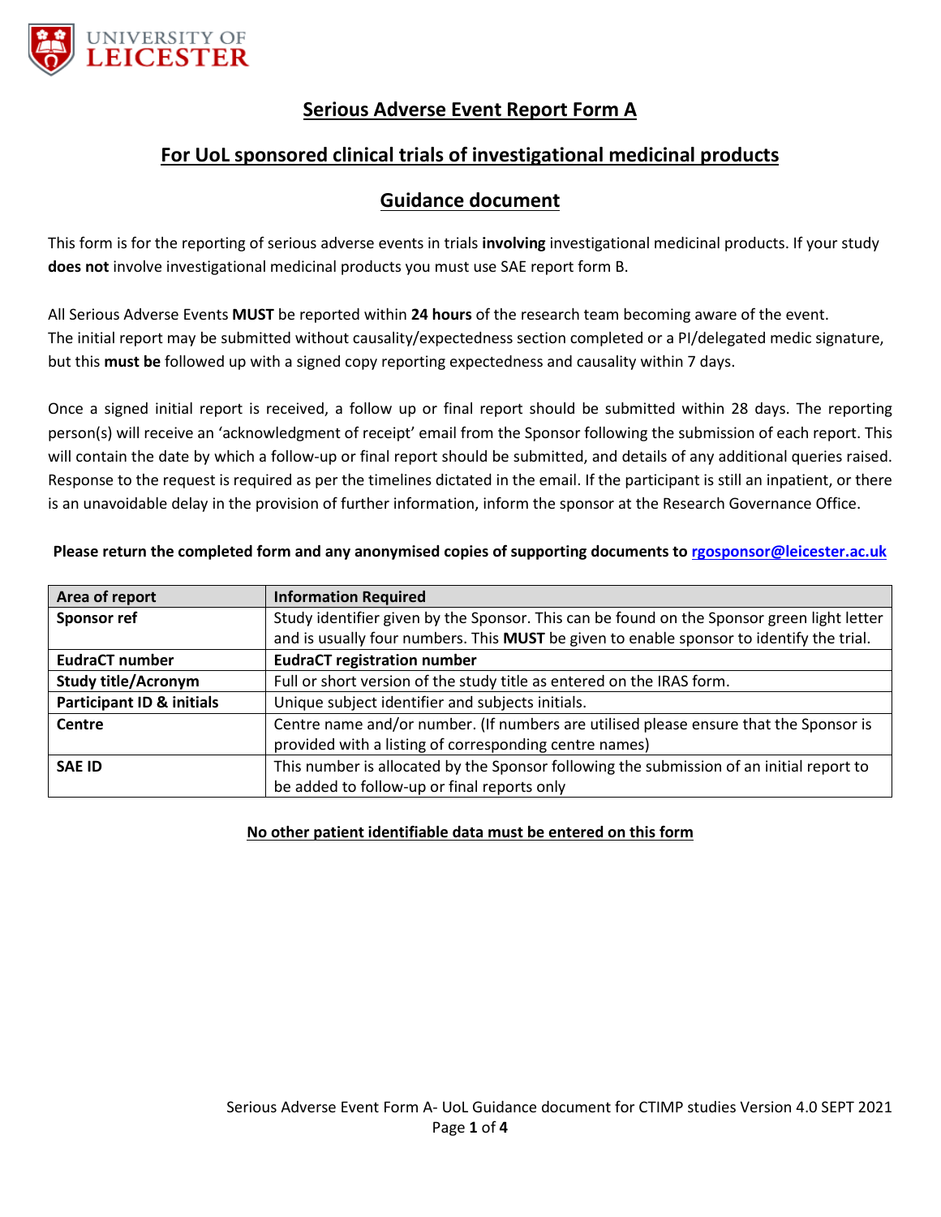# Serious Adverse Event Report Form A

## For UoL sponsored clinical trials of investigational medicinal products

## Guidance document

This form is for the reporting of serious adverse events in trials **involving** investigational medicinal products. If your study **does not** involve investigational medicinal products you must use SAE report form B.

All Serious Adverse Events **MUST** be reported within **24 hours** of the research team becoming aware of the event. The initial report may be submitted without causality/expectedness section completed or a PI/delegated medic signature, but this **must be** followed up with a signed copy reporting expectedness and causality within 7 days.

Once a signed initial report is received, a follow up or final report should be submitted within 28 days. The reporting person(s) will receive an 'acknowledgment of receipt' email from the Sponsor following the submission of each report. This will contain the date by which a follow-up or final report should be submitted, and details of any additional queries raised. Response to the request is required as per the timelines dictated in the email. If the participant is still an inpatient, or there is an unavoidable delay in the provision of further information, inform the sponsor at the Research Governance Office.

**Please return the completed form and any anonymised copies of supporting documents to rgosponsor@leicester.ac.uk**

| Area of report | Information Required |
|---|---|
| **Sponsor ref** | Study identifier given by the Sponsor. This can be found on the Sponsor green light letter and is usually four numbers. This **MUST** be given to enable sponsor to identify the trial. |
| **EudraCT number** | **EudraCT registration number** |
| **Study title/Acronym** | Full or short version of the study title as entered on the IRAS form. |
| **Participant ID & initials** | Unique subject identifier and subjects initials. |
| **Centre** | Centre name and/or number. (If numbers are utilised please ensure that the Sponsor is provided with a listing of corresponding centre names) |
| **SAE ID** | This number is allocated by the Sponsor following the submission of an initial report to be added to follow-up or final reports only |

**No other patient identifiable data must be entered on this form**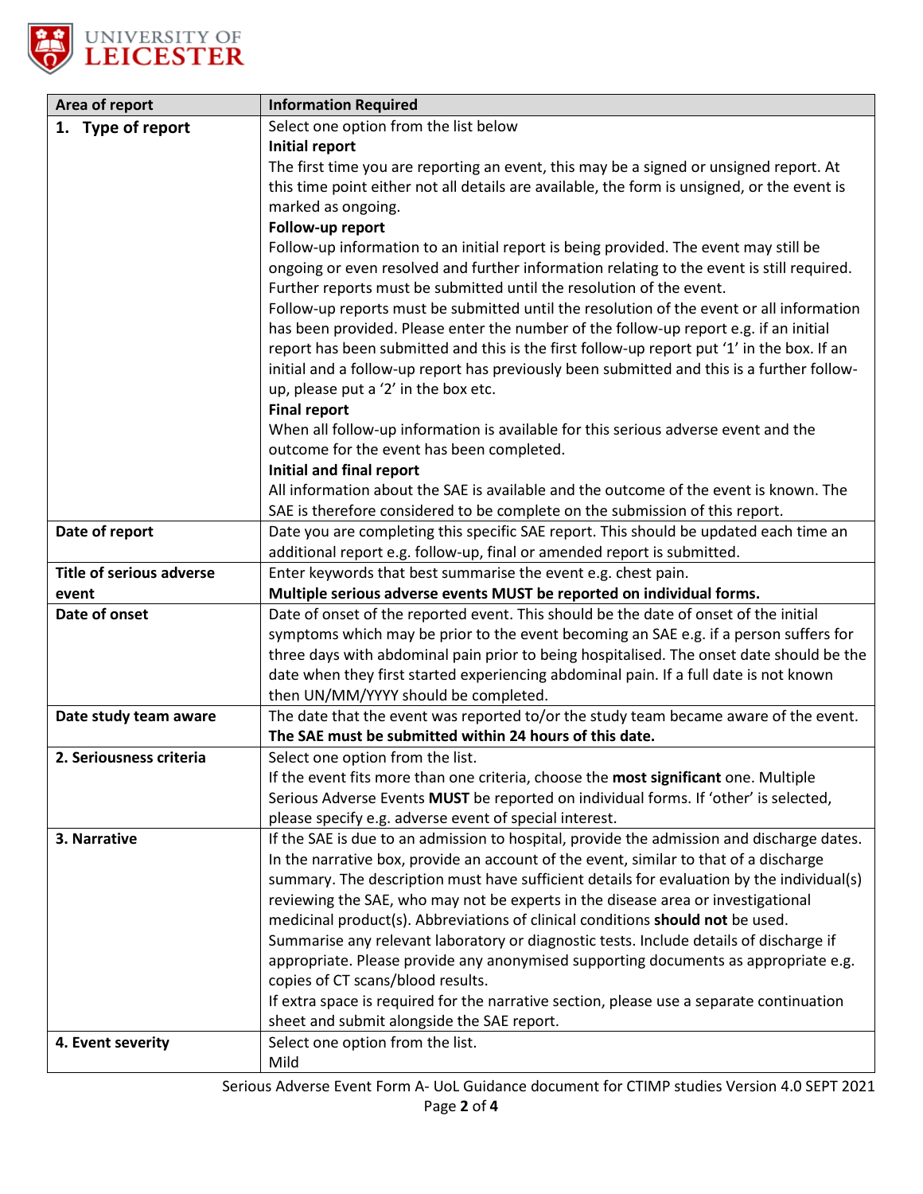| Area of report | Information Required |
| --- | --- |
| **1. Type of report** | Select one option from the list below<br>**Initial report**<br>The first time you are reporting an event, this may be a signed or unsigned report. At this time point either not all details are available, the form is unsigned, or the event is marked as ongoing.<br>**Follow-up report**<br>Follow-up information to an initial report is being provided. The event may still be ongoing or even resolved and further information relating to the event is still required. Further reports must be submitted until the resolution of the event.<br>Follow-up reports must be submitted until the resolution of the event or all information has been provided. Please enter the number of the follow-up report e.g. if an initial report has been submitted and this is the first follow-up report put '1' in the box. If an initial and a follow-up report has previously been submitted and this is a further follow-up, please put a '2' in the box etc.<br>**Final report**<br>When all follow-up information is available for this serious adverse event and the outcome for the event has been completed.<br>**Initial and final report**<br>All information about the SAE is available and the outcome of the event is known. The SAE is therefore considered to be complete on the submission of this report. |
| **Date of report** | Date you are completing this specific SAE report. This should be updated each time an additional report e.g. follow-up, final or amended report is submitted. |
| **Title of serious adverse event** | Enter keywords that best summarise the event e.g. chest pain.<br>**Multiple serious adverse events MUST be reported on individual forms.** |
| **Date of onset** | Date of onset of the reported event. This should be the date of onset of the initial symptoms which may be prior to the event becoming an SAE e.g. if a person suffers for three days with abdominal pain prior to being hospitalised. The onset date should be the date when they first started experiencing abdominal pain. If a full date is not known then UN/MM/YYYY should be completed. |
| **Date study team aware** | The date that the event was reported to/or the study team became aware of the event.<br>**The SAE must be submitted within 24 hours of this date.** |
| **2. Seriousness criteria** | Select one option from the list.<br>If the event fits more than one criteria, choose the **most significant** one. Multiple Serious Adverse Events **MUST** be reported on individual forms. If 'other' is selected, please specify e.g. adverse event of special interest. |
| **3. Narrative** | If the SAE is due to an admission to hospital, provide the admission and discharge dates.<br>In the narrative box, provide an account of the event, similar to that of a discharge summary. The description must have sufficient details for evaluation by the individual(s) reviewing the SAE, who may not be experts in the disease area or investigational medicinal product(s). Abbreviations of clinical conditions **should not** be used. Summarise any relevant laboratory or diagnostic tests. Include details of discharge if appropriate. Please provide any anonymised supporting documents as appropriate e.g. copies of CT scans/blood results.<br>If extra space is required for the narrative section, please use a separate continuation sheet and submit alongside the SAE report. |
| **4. Event severity** | Select one option from the list.<br>Mild |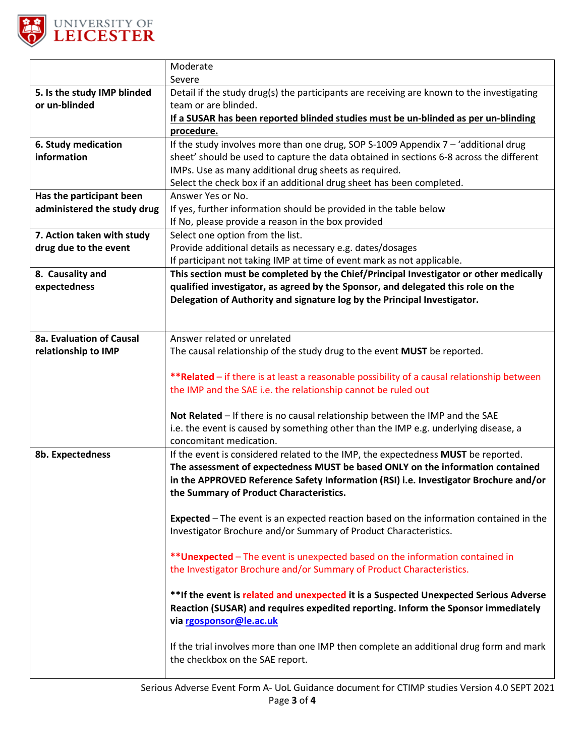| | |
|---|---|
| | Moderate<br>Severe |
| **5. Is the study IMP blinded or un-blinded** | Detail if the study drug(s) the participants are receiving are known to the investigating team or are blinded.<br>**If a SUSAR has been reported blinded studies must be un-blinded as per un-blinding procedure.** |
| **6. Study medication information** | If the study involves more than one drug, SOP S-1009 Appendix 7 – 'additional drug sheet' should be used to capture the data obtained in sections 6-8 across the different IMPs. Use as many additional drug sheets as required.<br>Select the check box if an additional drug sheet has been completed. |
| **Has the participant been administered the study drug** | Answer Yes or No.<br>If yes, further information should be provided in the table below<br>If No, please provide a reason in the box provided |
| **7. Action taken with study drug due to the event** | Select one option from the list.<br>Provide additional details as necessary e.g. dates/dosages<br>If participant not taking IMP at time of event mark as not applicable. |
| **8. Causality and expectedness** | **This section must be completed by the Chief/Principal Investigator or other medically qualified investigator, as agreed by the Sponsor, and delegated this role on the Delegation of Authority and signature log by the Principal Investigator.** |
| **8a. Evaluation of Causal relationship to IMP** | Answer related or unrelated<br>The causal relationship of the study drug to the event **MUST** be reported.<br><br>****Related** – if there is at least a reasonable possibility of a causal relationship between the IMP and the SAE i.e. the relationship cannot be ruled out<br><br>**Not Related** – If there is no causal relationship between the IMP and the SAE i.e. the event is caused by something other than the IMP e.g. underlying disease, a concomitant medication. |
| **8b. Expectedness** | If the event is considered related to the IMP, the expectedness **MUST** be reported.<br>**The assessment of expectedness MUST be based ONLY on the information contained in the APPROVED Reference Safety Information (RSI) i.e. Investigator Brochure and/or the Summary of Product Characteristics.**<br><br>**Expected** – The event is an expected reaction based on the information contained in the Investigator Brochure and/or Summary of Product Characteristics.<br><br>****Unexpected** – The event is unexpected based on the information contained in the Investigator Brochure and/or Summary of Product Characteristics.<br><br>****If the event is related and unexpected it is a Suspected Unexpected Serious Adverse Reaction (SUSAR) and requires expedited reporting. Inform the Sponsor immediately via [rgosponsor@le.ac.uk](mailto:rgosponsor@le.ac.uk)**<br><br>If the trial involves more than one IMP then complete an additional drug form and mark the checkbox on the SAE report. |

Serious Adverse Event Form A- UoL Guidance document for CTIMP studies Version 4.0 SEPT 2021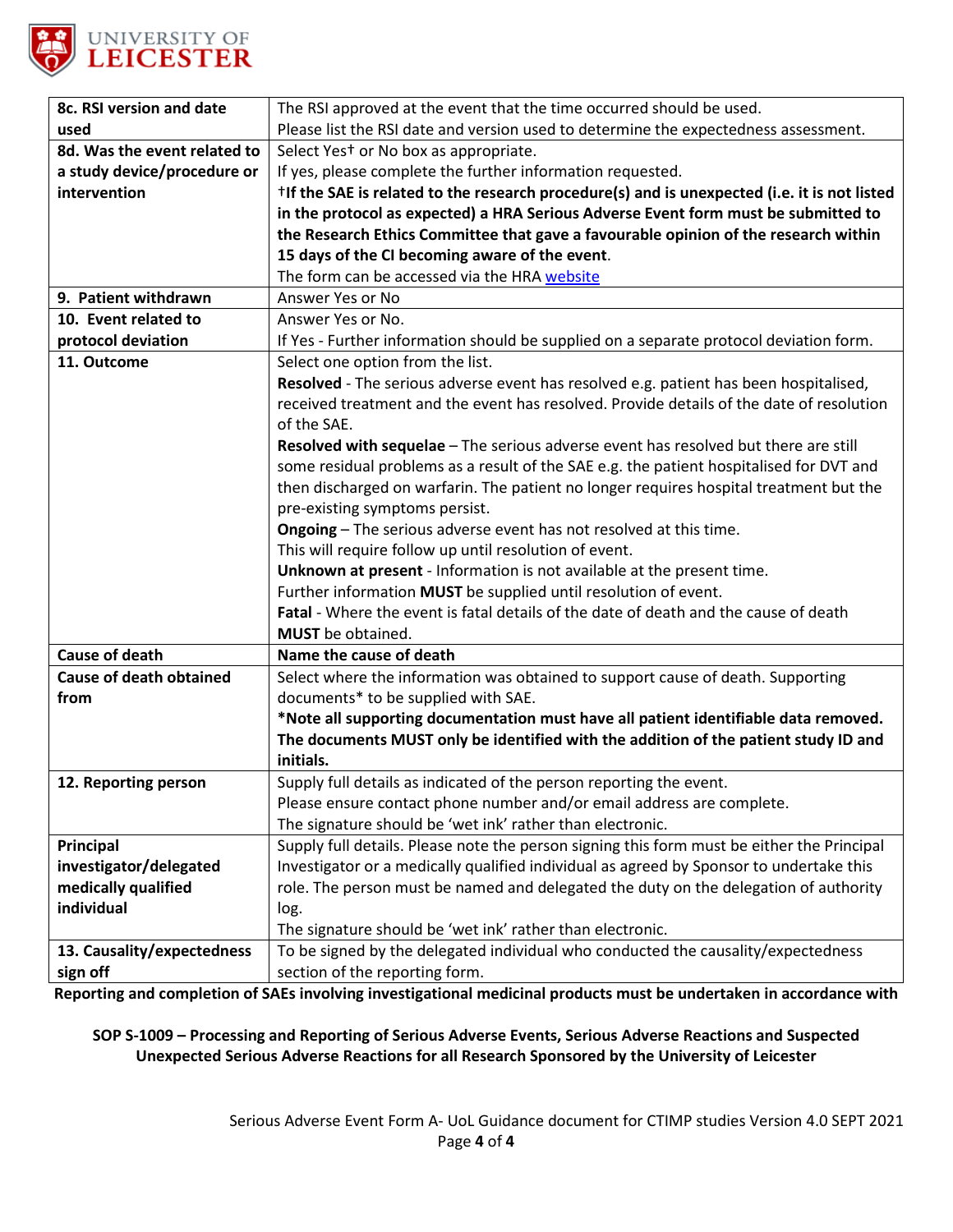| | |
|---|---|
| **8c. RSI version and date used** | The RSI approved at the event that the time occurred should be used.<br>Please list the RSI date and version used to determine the expectedness assessment. |
| **8d. Was the event related to a study device/procedure or intervention** | Select Yes† or No box as appropriate.<br>If yes, please complete the further information requested.<br>**†If the SAE is related to the research procedure(s) and is unexpected (i.e. it is not listed in the protocol as expected) a HRA Serious Adverse Event form must be submitted to the Research Ethics Committee that gave a favourable opinion of the research within 15 days of the CI becoming aware of the event**.<br>The form can be accessed via the HRA website |
| **9. Patient withdrawn** | Answer Yes or No |
| **10. Event related to protocol deviation** | Answer Yes or No.<br>If Yes - Further information should be supplied on a separate protocol deviation form. |
| **11. Outcome** | Select one option from the list.<br>**Resolved** - The serious adverse event has resolved e.g. patient has been hospitalised, received treatment and the event has resolved. Provide details of the date of resolution of the SAE.<br>**Resolved with sequelae** – The serious adverse event has resolved but there are still some residual problems as a result of the SAE e.g. the patient hospitalised for DVT and then discharged on warfarin. The patient no longer requires hospital treatment but the pre-existing symptoms persist.<br>**Ongoing** – The serious adverse event has not resolved at this time.<br>This will require follow up until resolution of event.<br>**Unknown at present** - Information is not available at the present time.<br>Further information **MUST** be supplied until resolution of event.<br>**Fatal** - Where the event is fatal details of the date of death and the cause of death **MUST** be obtained. |
| **Cause of death** | **Name the cause of death** |
| **Cause of death obtained from** | Select where the information was obtained to support cause of death. Supporting documents* to be supplied with SAE.<br>***Note all supporting documentation must have all patient identifiable data removed. The documents MUST only be identified with the addition of the patient study ID and initials.** |
| **12. Reporting person** | Supply full details as indicated of the person reporting the event.<br>Please ensure contact phone number and/or email address are complete.<br>The signature should be 'wet ink' rather than electronic. |
| **Principal investigator/delegated medically qualified individual** | Supply full details. Please note the person signing this form must be either the Principal Investigator or a medically qualified individual as agreed by Sponsor to undertake this role. The person must be named and delegated the duty on the delegation of authority log.<br>The signature should be 'wet ink' rather than electronic. |
| **13. Causality/expectedness sign off** | To be signed by the delegated individual who conducted the causality/expectedness section of the reporting form. |

**Reporting and completion of SAEs involving investigational medicinal products must be undertaken in accordance with**

**SOP S-1009 – Processing and Reporting of Serious Adverse Events, Serious Adverse Reactions and Suspected Unexpected Serious Adverse Reactions for all Research Sponsored by the University of Leicester**